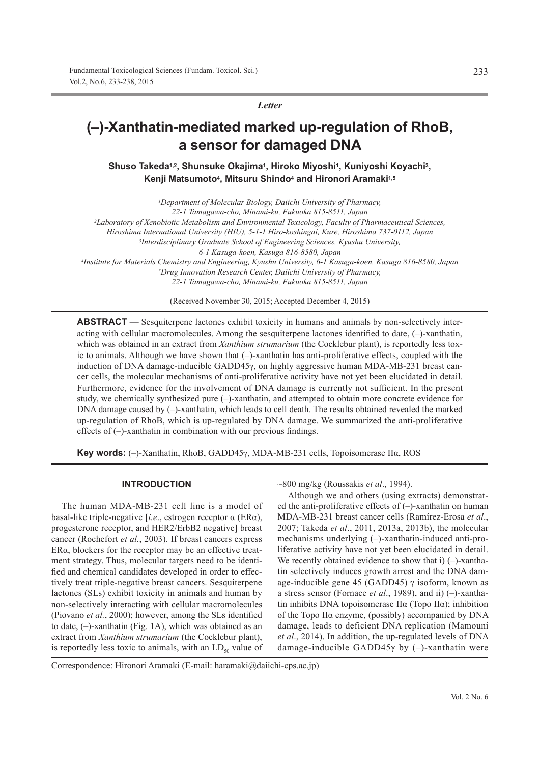*Letter*

# (–)-Xanthatin-mediated marked up-regulation of RhoB, a sensor for damaged DNA

**Shuso Takeda[1,2], Shunsuke Okajima[1], Hiroko Miyoshi[1], Kuniyoshi Koyachi[3], Kenji Matsumoto[4], Mitsuru Shindo[4] and Hironori Aramaki[1,5]**

[1]Department of Molecular Biology, Daiichi University of Pharmacy, 22-1 Tamagawa-cho, Minami-ku, Fukuoka 815-8511, Japan
[2]Laboratory of Xenobiotic Metabolism and Environmental Toxicology, Faculty of Pharmaceutical Sciences, Hiroshima International University (HIU), 5-1-1 Hiro-koshingai, Kure, Hiroshima 737-0112, Japan
[3]Interdisciplinary Graduate School of Engineering Sciences, Kyushu University, 6-1 Kasuga-koen, Kasuga 816-8580, Japan
[4]Institute for Materials Chemistry and Engineering, Kyushu University, 6-1 Kasuga-koen, Kasuga 816-8580, Japan
[5]Drug Innovation Research Center, Daiichi University of Pharmacy, 22-1 Tamagawa-cho, Minami-ku, Fukuoka 815-8511, Japan

(Received November 30, 2015; Accepted December 4, 2015)

**ABSTRACT** — Sesquiterpene lactones exhibit toxicity in humans and animals by non-selectively interacting with cellular macromolecules. Among the sesquiterpene lactones identified to date, (–)-xanthatin, which was obtained in an extract from *Xanthium strumarium* (the Cocklebur plant), is reportedly less toxic to animals. Although we have shown that (–)-xanthatin has anti-proliferative effects, coupled with the induction of DNA damage-inducible GADD45γ, on highly aggressive human MDA-MB-231 breast cancer cells, the molecular mechanisms of anti-proliferative activity have not yet been elucidated in detail. Furthermore, evidence for the involvement of DNA damage is currently not sufficient. In the present study, we chemically synthesized pure (–)-xanthatin, and attempted to obtain more concrete evidence for DNA damage caused by (–)-xanthatin, which leads to cell death. The results obtained revealed the marked up-regulation of RhoB, which is up-regulated by DNA damage. We summarized the anti-proliferative effects of (–)-xanthatin in combination with our previous findings.

**Key words:** (–)-Xanthatin, RhoB, GADD45γ, MDA-MB-231 cells, Topoisomerase IIα, ROS

## INTRODUCTION

The human MDA-MB-231 cell line is a model of basal-like triple-negative [*i.e*., estrogen receptor α (ERα), progesterone receptor, and HER2/ErbB2 negative] breast cancer (Rochefort *et al.*, 2003). If breast cancers express ERα, blockers for the receptor may be an effective treatment strategy. Thus, molecular targets need to be identified and chemical candidates developed in order to effectively treat triple-negative breast cancers. Sesquiterpene lactones (SLs) exhibit toxicity in animals and human by non-selectively interacting with cellular macromolecules (Piovano *et al.*, 2000); however, among the SLs identified to date, (–)-xanthatin (Fig. 1A), which was obtained as an extract from *Xanthium strumarium* (the Cocklebur plant), is reportedly less toxic to animals, with an $LD_{50}$ value of ~800 mg/kg (Roussakis *et al*., 1994).

Although we and others (using extracts) demonstrated the anti-proliferative effects of (–)-xanthatin on human MDA-MB-231 breast cancer cells (Ramírez-Erosa *et al*., 2007; Takeda *et al*., 2011, 2013a, 2013b), the molecular mechanisms underlying (–)-xanthatin-induced anti-proliferative activity have not yet been elucidated in detail. We recently obtained evidence to show that i) (–)-xanthatin selectively induces growth arrest and the DNA damage-inducible gene 45 (GADD45) γ isoform, known as a stress sensor (Fornace *et al*., 1989), and ii) (–)-xanthatin inhibits DNA topoisomerase IIα (Topo IIα); inhibition of the Topo IIα enzyme, (possibly) accompanied by DNA damage, leads to deficient DNA replication (Mamouni *et al*., 2014). In addition, the up-regulated levels of DNA damage-inducible GADD45γ by (–)-xanthatin were

Correspondence: Hironori Aramaki (E-mail: haramaki@daiichi-cps.ac.jp)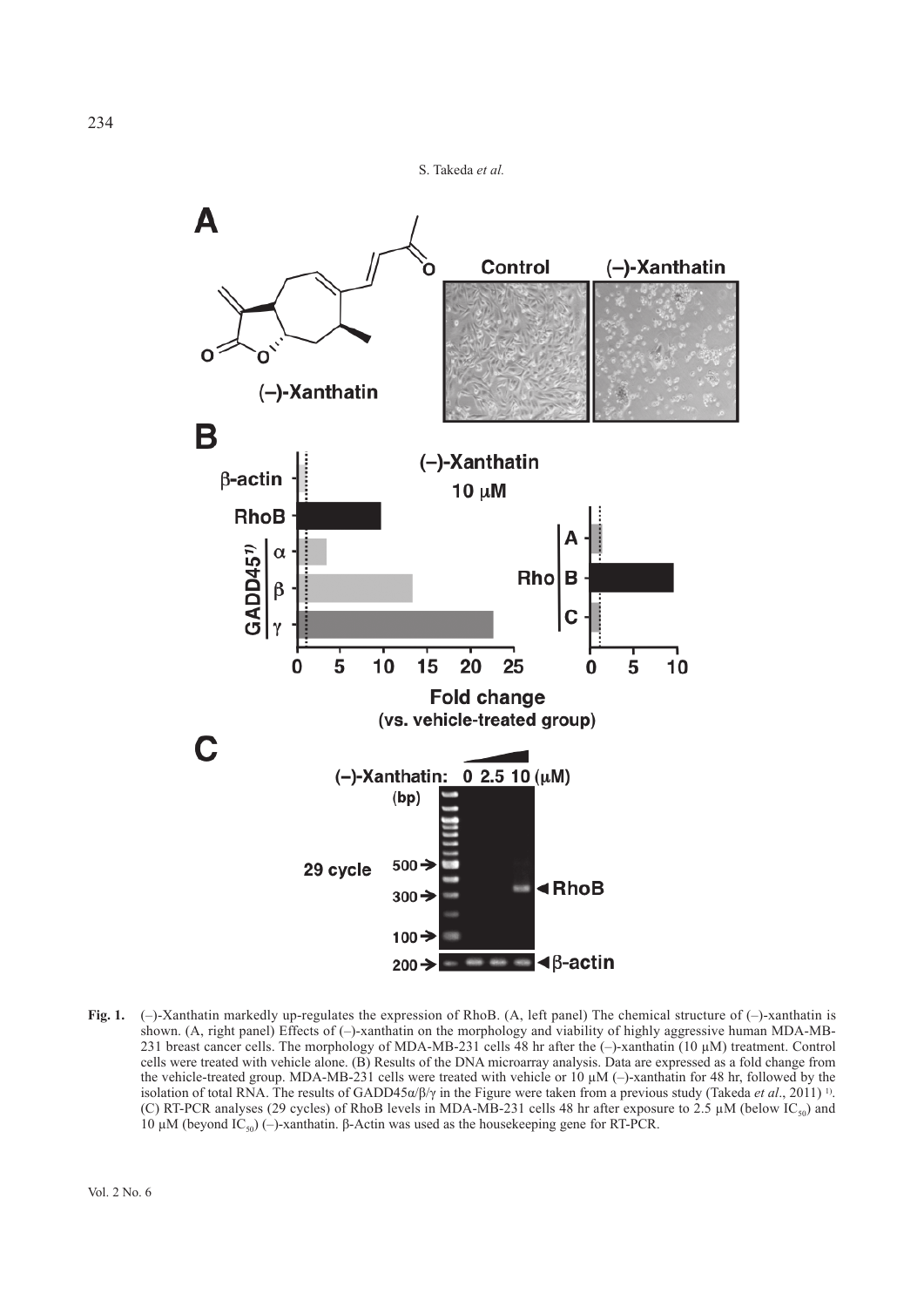**Fig. 1.** (–)-Xanthatin markedly up-regulates the expression of RhoB. (A, left panel) The chemical structure of (–)-xanthatin is shown. (A, right panel) Effects of (–)-xanthatin on the morphology and viability of highly aggressive human MDA-MB-231 breast cancer cells. The morphology of MDA-MB-231 cells 48 hr after the (–)-xanthatin (10 μM) treatment. Control cells were treated with vehicle alone. (B) Results of the DNA microarray analysis. Data are expressed as a fold change from the vehicle-treated group. MDA-MB-231 cells were treated with vehicle or 10 μM (–)-xanthatin for 48 hr, followed by the isolation of total RNA. The results of GADD45α/β/γ in the Figure were taken from a previous study (Takeda *et al*., 2011) [1]. (C) RT-PCR analyses (29 cycles) of RhoB levels in MDA-MB-231 cells 48 hr after exposure to 2.5 μM (below $IC_{50}$) and 10 μM (beyond $IC_{50}$) (–)-xanthatin. β-Actin was used as the housekeeping gene for RT-PCR.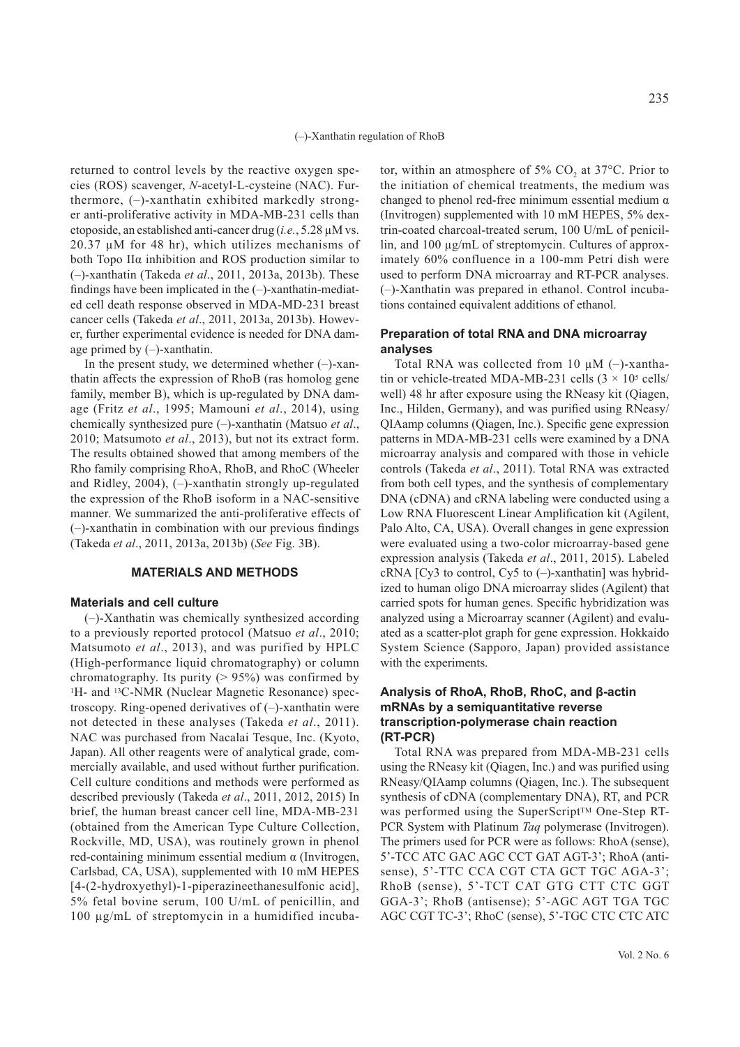returned to control levels by the reactive oxygen species (ROS) scavenger, *N*-acetyl-L-cysteine (NAC). Furthermore, (–)-xanthatin exhibited markedly stronger anti-proliferative activity in MDA-MB-231 cells than etoposide, an established anti-cancer drug (*i.e.*, 5.28 µM vs. 20.37 µM for 48 hr), which utilizes mechanisms of both Topo IIα inhibition and ROS production similar to (–)-xanthatin (Takeda *et al*., 2011, 2013a, 2013b). These findings have been implicated in the (–)-xanthatin-mediated cell death response observed in MDA-MD-231 breast cancer cells (Takeda *et al*., 2011, 2013a, 2013b). However, further experimental evidence is needed for DNA damage primed by (–)-xanthatin.

In the present study, we determined whether (–)-xanthatin affects the expression of RhoB (ras homolog gene family, member B), which is up-regulated by DNA damage (Fritz *et al*., 1995; Mamouni *et al*., 2014), using chemically synthesized pure (–)-xanthatin (Matsuo *et al*., 2010; Matsumoto *et al*., 2013), but not its extract form. The results obtained showed that among members of the Rho family comprising RhoA, RhoB, and RhoC (Wheeler and Ridley, 2004), (–)-xanthatin strongly up-regulated the expression of the RhoB isoform in a NAC-sensitive manner. We summarized the anti-proliferative effects of (–)-xanthatin in combination with our previous findings (Takeda *et al*., 2011, 2013a, 2013b) (*See* Fig. 3B).

## MATERIALS AND METHODS

### Materials and cell culture

(–)-Xanthatin was chemically synthesized according to a previously reported protocol (Matsuo *et al*., 2010; Matsumoto *et al*., 2013), and was purified by HPLC (High-performance liquid chromatography) or column chromatography. Its purity (> 95%) was confirmed by $^{1}$H- and $^{13}$C-NMR (Nuclear Magnetic Resonance) spectroscopy. Ring-opened derivatives of (–)-xanthatin were not detected in these analyses (Takeda *et al*., 2011). NAC was purchased from Nacalai Tesque, Inc. (Kyoto, Japan). All other reagents were of analytical grade, commercially available, and used without further purification. Cell culture conditions and methods were performed as described previously (Takeda *et al*., 2011, 2012, 2015) In brief, the human breast cancer cell line, MDA-MB-231 (obtained from the American Type Culture Collection, Rockville, MD, USA), was routinely grown in phenol red-containing minimum essential medium α (Invitrogen, Carlsbad, CA, USA), supplemented with 10 mM HEPES [4-(2-hydroxyethyl)-1-piperazineethanesulfonic acid], 5% fetal bovine serum, 100 U/mL of penicillin, and 100 µg/mL of streptomycin in a humidified incubator, within an atmosphere of 5% $CO_2$ at 37°C. Prior to the initiation of chemical treatments, the medium was changed to phenol red-free minimum essential medium α (Invitrogen) supplemented with 10 mM HEPES, 5% dextrin-coated charcoal-treated serum, 100 U/mL of penicillin, and 100 µg/mL of streptomycin. Cultures of approximately 60% confluence in a 100-mm Petri dish were used to perform DNA microarray and RT-PCR analyses. (–)-Xanthatin was prepared in ethanol. Control incubations contained equivalent additions of ethanol.

### Preparation of total RNA and DNA microarray analyses

Total RNA was collected from 10 µM (–)-xanthatin or vehicle-treated MDA-MB-231 cells ($3 \times 10^5$ cells/well) 48 hr after exposure using the RNeasy kit (Qiagen, Inc., Hilden, Germany), and was purified using RNeasy/QIAamp columns (Qiagen, Inc.). Specific gene expression patterns in MDA-MB-231 cells were examined by a DNA microarray analysis and compared with those in vehicle controls (Takeda *et al*., 2011). Total RNA was extracted from both cell types, and the synthesis of complementary DNA (cDNA) and cRNA labeling were conducted using a Low RNA Fluorescent Linear Amplification kit (Agilent, Palo Alto, CA, USA). Overall changes in gene expression were evaluated using a two-color microarray-based gene expression analysis (Takeda *et al*., 2011, 2015). Labeled cRNA [Cy3 to control, Cy5 to (–)-xanthatin] was hybridized to human oligo DNA microarray slides (Agilent) that carried spots for human genes. Specific hybridization was analyzed using a Microarray scanner (Agilent) and evaluated as a scatter-plot graph for gene expression. Hokkaido System Science (Sapporo, Japan) provided assistance with the experiments.

### Analysis of RhoA, RhoB, RhoC, and β-actin mRNAs by a semiquantitative reverse transcription-polymerase chain reaction (RT-PCR)

Total RNA was prepared from MDA-MB-231 cells using the RNeasy kit (Qiagen, Inc.) and was purified using RNeasy/QIAamp columns (Qiagen, Inc.). The subsequent synthesis of cDNA (complementary DNA), RT, and PCR was performed using the SuperScript™ One-Step RT-PCR System with Platinum *Taq* polymerase (Invitrogen). The primers used for PCR were as follows: RhoA (sense), 5'-TCC ATC GAC AGC CCT GAT AGT-3'; RhoA (antisense), 5'-TTC CCA CGT CTA GCT TGC AGA-3'; RhoB (sense), 5'-TCT CAT GTG CTT CTC GGT GGA-3'; RhoB (antisense); 5'-AGC AGT TGA TGC AGC CGT TC-3'; RhoC (sense), 5'-TGC CTC CTC ATC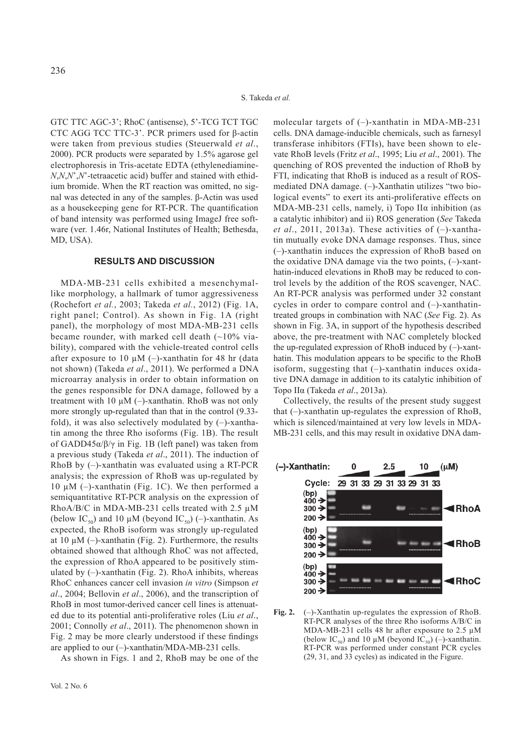GTC TTC AGC-3'; RhoC (antisense), 5'-TCG TCT TGC CTC AGG TCC TTC-3'. PCR primers used for β-actin were taken from previous studies (Steuerwald *et al*., 2000). PCR products were separated by 1.5% agarose gel electrophoresis in Tris-acetate EDTA (ethylenediamine-*N*,*N*,*N*',*N*'-tetraacetic acid) buffer and stained with ethidium bromide. When the RT reaction was omitted, no signal was detected in any of the samples. β-Actin was used as a housekeeping gene for RT-PCR. The quantification of band intensity was performed using ImageJ free software (ver. 1.46r, National Institutes of Health; Bethesda, MD, USA).

## RESULTS AND DISCUSSION

MDA-MB-231 cells exhibited a mesenchymal-like morphology, a hallmark of tumor aggressiveness (Rochefort *et al.*, 2003; Takeda *et al.*, 2012) (Fig. 1A, right panel; Control). As shown in Fig. 1A (right panel), the morphology of most MDA-MB-231 cells became rounder, with marked cell death (~10% viability), compared with the vehicle-treated control cells after exposure to 10 μM (–)-xanthatin for 48 hr (data not shown) (Takeda *et al*., 2011). We performed a DNA microarray analysis in order to obtain information on the genes responsible for DNA damage, followed by a treatment with 10 μM (–)-xanthatin. RhoB was not only more strongly up-regulated than that in the control (9.33-fold), it was also selectively modulated by (–)-xanthatin among the three Rho isoforms (Fig. 1B). The result of GADD45α/β/γ in Fig. 1B (left panel) was taken from a previous study (Takeda *et al*., 2011). The induction of RhoB by (–)-xanthatin was evaluated using a RT-PCR analysis; the expression of RhoB was up-regulated by 10 μM (–)-xanthatin (Fig. 1C). We then performed a semiquantitative RT-PCR analysis on the expression of RhoA/B/C in MDA-MB-231 cells treated with 2.5 μM (below $IC_{50}$) and 10 μM (beyond $IC_{50}$) (–)-xanthatin. As expected, the RhoB isoform was strongly up-regulated at 10 μM (–)-xanthatin (Fig. 2). Furthermore, the results obtained showed that although RhoC was not affected, the expression of RhoA appeared to be positively stimulated by (–)-xanthatin (Fig. 2). RhoA inhibits, whereas RhoC enhances cancer cell invasion *in vitro* (Simpson *et al*., 2004; Bellovin *et al*., 2006), and the transcription of RhoB in most tumor-derived cancer cell lines is attenuated due to its potential anti-proliferative roles (Liu *et al*., 2001; Connolly *et al*., 2011). The phenomenon shown in Fig. 2 may be more clearly understood if these findings are applied to our (–)-xanthatin/MDA-MB-231 cells.

As shown in Figs. 1 and 2, RhoB may be one of the molecular targets of (–)-xanthatin in MDA-MB-231 cells. DNA damage-inducible chemicals, such as farnesyl transferase inhibitors (FTIs), have been shown to elevate RhoB levels (Fritz *et al*., 1995; Liu *et al*., 2001). The quenching of ROS prevented the induction of RhoB by FTI, indicating that RhoB is induced as a result of ROS-mediated DNA damage. (–)-Xanthatin utilizes "two biological events" to exert its anti-proliferative effects on MDA-MB-231 cells, namely, i) Topo IIα inhibition (as a catalytic inhibitor) and ii) ROS generation (*See* Takeda *et al*., 2011, 2013a). These activities of (–)-xanthatin mutually evoke DNA damage responses. Thus, since (–)-xanthatin induces the expression of RhoB based on the oxidative DNA damage via the two points, (–)-xanthatin-induced elevations in RhoB may be reduced to control levels by the addition of the ROS scavenger, NAC. An RT-PCR analysis was performed under 32 constant cycles in order to compare control and (–)-xanthatin-treated groups in combination with NAC (*See* Fig. 2). As shown in Fig. 3A, in support of the hypothesis described above, the pre-treatment with NAC completely blocked the up-regulated expression of RhoB induced by (–)-xanthatin. This modulation appears to be specific to the RhoB isoform, suggesting that (–)-xanthatin induces oxidative DNA damage in addition to its catalytic inhibition of Topo IIα (Takeda *et al*., 2013a).

Collectively, the results of the present study suggest that (–)-xanthatin up-regulates the expression of RhoB, which is silenced/maintained at very low levels in MDA-MB-231 cells, and this may result in oxidative DNA dam-

**Fig. 2.** (–)-Xanthatin up-regulates the expression of RhoB. RT-PCR analyses of the three Rho isoforms A/B/C in MDA-MB-231 cells 48 hr after exposure to 2.5 μM (below $IC_{50}$) and 10 μM (beyond $IC_{50}$) (–)-xanthatin. RT-PCR was performed under constant PCR cycles (29, 31, and 33 cycles) as indicated in the Figure.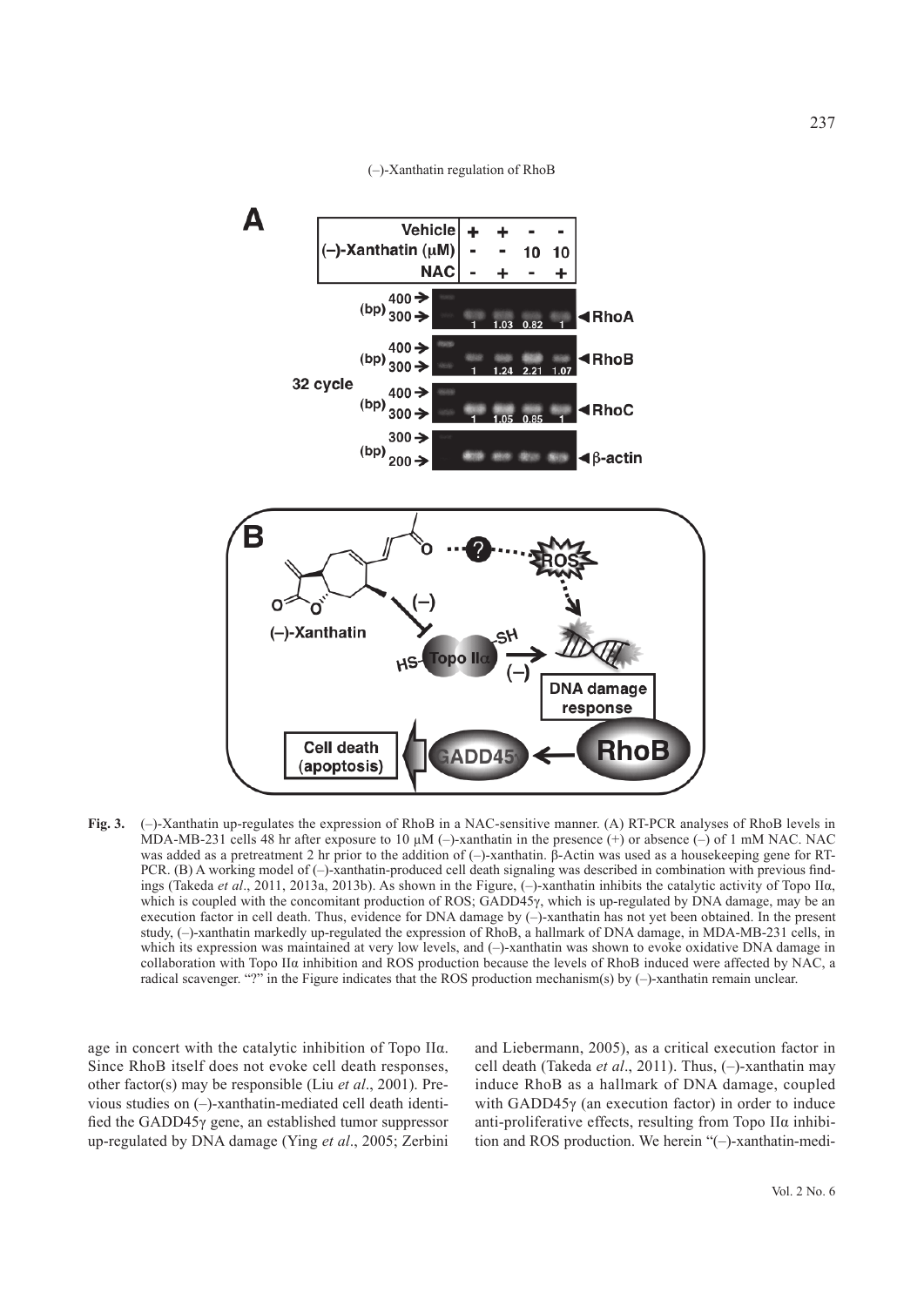**Fig. 3.** (–)-Xanthatin up-regulates the expression of RhoB in a NAC-sensitive manner. (A) RT-PCR analyses of RhoB levels in MDA-MB-231 cells 48 hr after exposure to 10 μM (–)-xanthatin in the presence (+) or absence (–) of 1 mM NAC. NAC was added as a pretreatment 2 hr prior to the addition of (–)-xanthatin. β-Actin was used as a housekeeping gene for RT-PCR. (B) A working model of (–)-xanthatin-produced cell death signaling was described in combination with previous findings (Takeda *et al*., 2011, 2013a, 2013b). As shown in the Figure, (–)-xanthatin inhibits the catalytic activity of Topo IIα, which is coupled with the concomitant production of ROS; GADD45γ, which is up-regulated by DNA damage, may be an execution factor in cell death. Thus, evidence for DNA damage by (–)-xanthatin has not yet been obtained. In the present study, (–)-xanthatin markedly up-regulated the expression of RhoB, a hallmark of DNA damage, in MDA-MB-231 cells, in which its expression was maintained at very low levels, and (–)-xanthatin was shown to evoke oxidative DNA damage in collaboration with Topo IIα inhibition and ROS production because the levels of RhoB induced were affected by NAC, a radical scavenger. "?" in the Figure indicates that the ROS production mechanism(s) by (–)-xanthatin remain unclear.

age in concert with the catalytic inhibition of Topo IIα. Since RhoB itself does not evoke cell death responses, other factor(s) may be responsible (Liu *et al*., 2001). Previous studies on (–)-xanthatin-mediated cell death identified the GADD45γ gene, an established tumor suppressor up-regulated by DNA damage (Ying *et al*., 2005; Zerbini and Liebermann, 2005), as a critical execution factor in cell death (Takeda *et al*., 2011). Thus, (–)-xanthatin may induce RhoB as a hallmark of DNA damage, coupled with GADD45γ (an execution factor) in order to induce anti-proliferative effects, resulting from Topo IIα inhibition and ROS production. We herein "(–)-xanthatin-medi-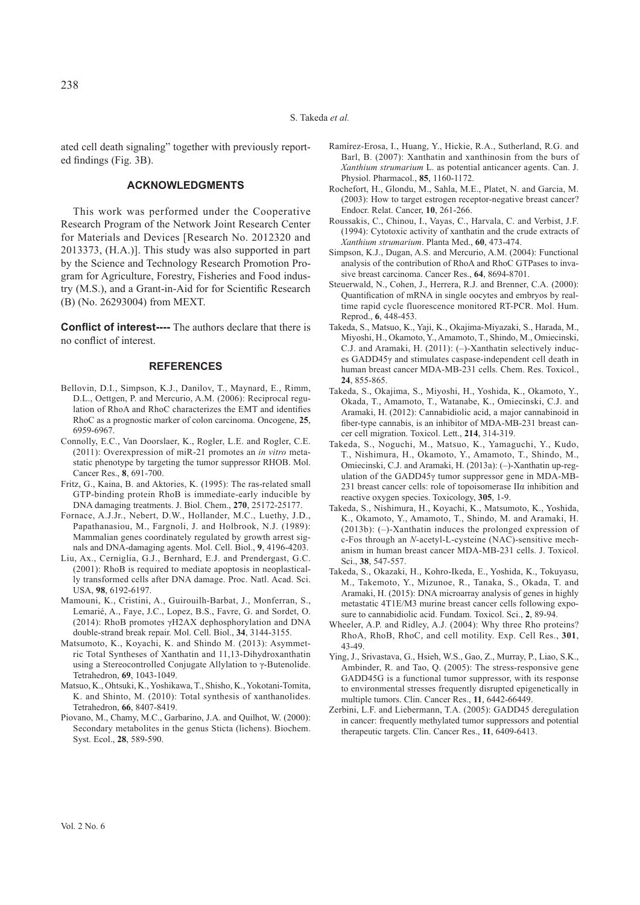ated cell death signaling" together with previously reported findings (Fig. 3B).

## ACKNOWLEDGMENTS

This work was performed under the Cooperative Research Program of the Network Joint Research Center for Materials and Devices [Research No. 2012320 and 2013373, (H.A.)]. This study was also supported in part by the Science and Technology Research Promotion Program for Agriculture, Forestry, Fisheries and Food industry (M.S.), and a Grant-in-Aid for for Scientific Research (B) (No. 26293004) from MEXT.

**Conflict of interest----** The authors declare that there is no conflict of interest.

## REFERENCES

Bellovin, D.I., Simpson, K.J., Danilov, T., Maynard, E., Rimm, D.L., Oettgen, P. and Mercurio, A.M. (2006): Reciprocal regulation of RhoA and RhoC characterizes the EMT and identifies RhoC as a prognostic marker of colon carcinoma. Oncogene, **25**, 6959-6967.

Connolly, E.C., Van Doorslaer, K., Rogler, L.E. and Rogler, C.E. (2011): Overexpression of miR-21 promotes an *in vitro* metastatic phenotype by targeting the tumor suppressor RHOB. Mol. Cancer Res., **8**, 691-700.

Fritz, G., Kaina, B. and Aktories, K. (1995): The ras-related small GTP-binding protein RhoB is immediate-early inducible by DNA damaging treatments. J. Biol. Chem., **270**, 25172-25177.

Fornace, A.J.Jr., Nebert, D.W., Hollander, M.C., Luethy, J.D., Papathanasiou, M., Fargnoli, J. and Holbrook, N.J. (1989): Mammalian genes coordinately regulated by growth arrest signals and DNA-damaging agents. Mol. Cell. Biol., **9**, 4196-4203.

Liu, Ax., Cerniglia, G.J., Bernhard, E.J. and Prendergast, G.C. (2001): RhoB is required to mediate apoptosis in neoplastically transformed cells after DNA damage. Proc. Natl. Acad. Sci. USA, **98**, 6192-6197.

Mamouni, K., Cristini, A., Guirouilh-Barbat, J., Monferran, S., Lemarié, A., Faye, J.C., Lopez, B.S., Favre, G. and Sordet, O. (2014): RhoB promotes γH2AX dephosphorylation and DNA double-strand break repair. Mol. Cell. Biol., **34**, 3144-3155.

Matsumoto, K., Koyachi, K. and Shindo M. (2013): Asymmetric Total Syntheses of Xanthatin and 11,13-Dihydroxanthatin using a Stereocontrolled Conjugate Allylation to γ-Butenolide. Tetrahedron, **69**, 1043-1049.

Matsuo, K., Ohtsuki, K., Yoshikawa, T., Shisho, K., Yokotani-Tomita, K. and Shinto, M. (2010): Total synthesis of xanthanolides. Tetrahedron, **66**, 8407-8419.

Piovano, M., Chamy, M.C., Garbarino, J.A. and Quilhot, W. (2000): Secondary metabolites in the genus Sticta (lichens). Biochem. Syst. Ecol., **28**, 589-590.

Ramírez-Erosa, I., Huang, Y., Hickie, R.A., Sutherland, R.G. and Barl, B. (2007): Xanthatin and xanthinosin from the burs of *Xanthium strumarium* L. as potential anticancer agents. Can. J. Physiol. Pharmacol., **85**, 1160-1172.

Rochefort, H., Glondu, M., Sahla, M.E., Platet, N. and Garcia, M. (2003): How to target estrogen receptor-negative breast cancer? Endocr. Relat. Cancer, **10**, 261-266.

Roussakis, C., Chinou, I., Vayas, C., Harvala, C. and Verbist, J.F. (1994): Cytotoxic activity of xanthatin and the crude extracts of *Xanthium strumarium*. Planta Med., **60**, 473-474.

Simpson, K.J., Dugan, A.S. and Mercurio, A.M. (2004): Functional analysis of the contribution of RhoA and RhoC GTPases to invasive breast carcinoma. Cancer Res., **64**, 8694-8701.

Steuerwald, N., Cohen, J., Herrera, R.J. and Brenner, C.A. (2000): Quantification of mRNA in single oocytes and embryos by real-time rapid cycle fluorescence monitored RT-PCR. Mol. Hum. Reprod., **6**, 448-453.

Takeda, S., Matsuo, K., Yaji, K., Okajima-Miyazaki, S., Harada, M., Miyoshi, H., Okamoto, Y., Amamoto, T., Shindo, M., Omiecinski, C.J. and Aramaki, H. (2011): (–)-Xanthatin selectively induces GADD45γ and stimulates caspase-independent cell death in human breast cancer MDA-MB-231 cells. Chem. Res. Toxicol., **24**, 855-865.

Takeda, S., Okajima, S., Miyoshi, H., Yoshida, K., Okamoto, Y., Okada, T., Amamoto, T., Watanabe, K., Omiecinski, C.J. and Aramaki, H. (2012): Cannabidiolic acid, a major cannabinoid in fiber-type cannabis, is an inhibitor of MDA-MB-231 breast cancer cell migration. Toxicol. Lett., **214**, 314-319.

Takeda, S., Noguchi, M., Matsuo, K., Yamaguchi, Y., Kudo, T., Nishimura, H., Okamoto, Y., Amamoto, T., Shindo, M., Omiecinski, C.J. and Aramaki, H. (2013a): (–)-Xanthatin up-regulation of the GADD45γ tumor suppressor gene in MDA-MB-231 breast cancer cells: role of topoisomerase IIα inhibition and reactive oxygen species. Toxicology, **305**, 1-9.

Takeda, S., Nishimura, H., Koyachi, K., Matsumoto, K., Yoshida, K., Okamoto, Y., Amamoto, T., Shindo, M. and Aramaki, H. (2013b): (–)-Xanthatin induces the prolonged expression of c-Fos through an *N*-acetyl-L-cysteine (NAC)-sensitive mechanism in human breast cancer MDA-MB-231 cells. J. Toxicol. Sci., **38**, 547-557.

Takeda, S., Okazaki, H., Kohro-Ikeda, E., Yoshida, K., Tokuyasu, M., Takemoto, Y., Mizunoe, R., Tanaka, S., Okada, T. and Aramaki, H. (2015): DNA microarray analysis of genes in highly metastatic 4T1E/M3 murine breast cancer cells following exposure to cannabidiolic acid. Fundam. Toxicol. Sci., **2**, 89-94.

Wheeler, A.P. and Ridley, A.J. (2004): Why three Rho proteins? RhoA, RhoB, RhoC, and cell motility. Exp. Cell Res., **301**, 43-49.

Ying, J., Srivastava, G., Hsieh, W.S., Gao, Z., Murray, P., Liao, S.K., Ambinder, R. and Tao, Q. (2005): The stress-responsive gene GADD45G is a functional tumor suppressor, with its response to environmental stresses frequently disrupted epigenetically in multiple tumors. Clin. Cancer Res., **11**, 6442-66449.

Zerbini, L.F. and Liebermann, T.A. (2005): GADD45 deregulation in cancer: frequently methylated tumor suppressors and potential therapeutic targets. Clin. Cancer Res., **11**, 6409-6413.